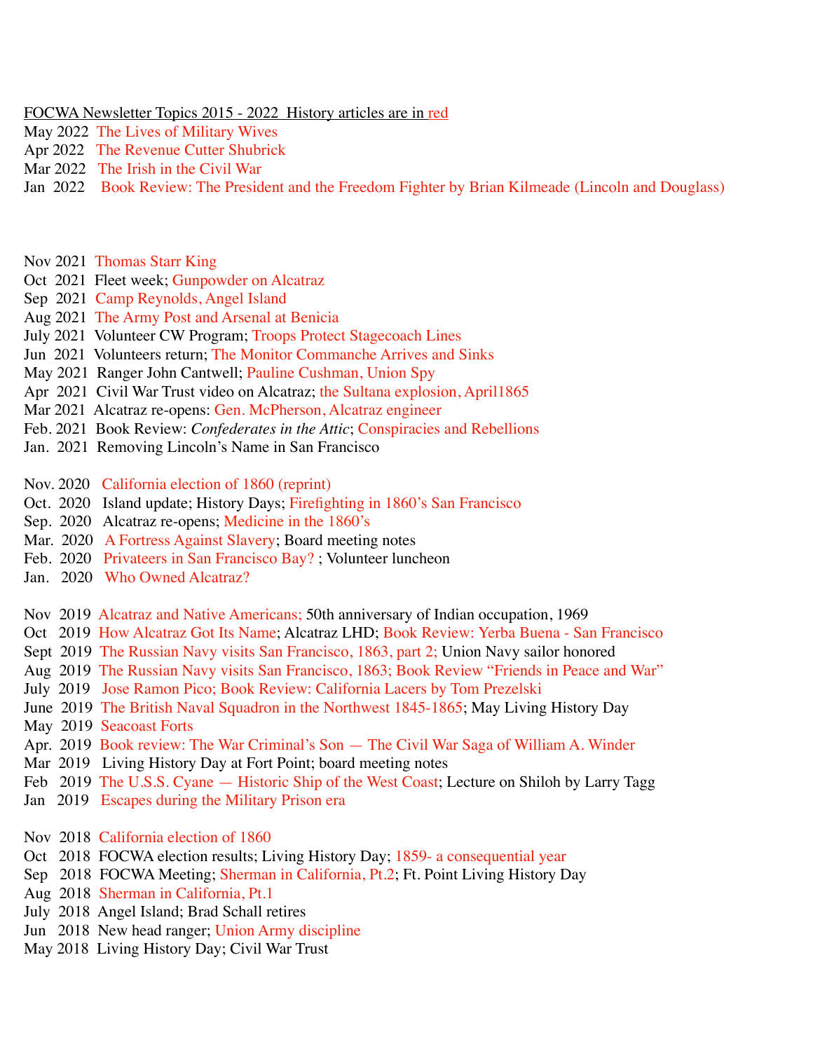FOCWA Newsletter Topics 2015 - 2022 History articles are in red

May 2022 The Lives of Military Wives
Apr 2022 The Revenue Cutter Shubrick
Mar 2022 The Irish in the Civil War
Jan 2022 Book Review: The President and the Freedom Fighter by Brian Kilmeade (Lincoln and Douglass)

Nov 2021 Thomas Starr King
Oct 2021 Fleet week; Gunpowder on Alcatraz
Sep 2021 Camp Reynolds, Angel Island
Aug 2021 The Army Post and Arsenal at Benicia
July 2021 Volunteer CW Program; Troops Protect Stagecoach Lines
Jun 2021 Volunteers return; The Monitor Commanche Arrives and Sinks
May 2021 Ranger John Cantwell; Pauline Cushman, Union Spy
Apr 2021 Civil War Trust video on Alcatraz; the Sultana explosion, April1865
Mar 2021 Alcatraz re-opens: Gen. McPherson, Alcatraz engineer
Feb. 2021 Book Review: *Confederates in the Attic*; Conspiracies and Rebellions
Jan. 2021 Removing Lincoln's Name in San Francisco

Nov. 2020 California election of 1860 (reprint)
Oct. 2020 Island update; History Days; Firefighting in 1860's San Francisco
Sep. 2020 Alcatraz re-opens; Medicine in the 1860's
Mar. 2020 A Fortress Against Slavery; Board meeting notes
Feb. 2020 Privateers in San Francisco Bay? ; Volunteer luncheon
Jan. 2020 Who Owned Alcatraz?

Nov 2019 Alcatraz and Native Americans; 50th anniversary of Indian occupation, 1969
Oct 2019 How Alcatraz Got Its Name; Alcatraz LHD; Book Review: Yerba Buena - San Francisco
Sept 2019 The Russian Navy visits San Francisco, 1863, part 2; Union Navy sailor honored
Aug 2019 The Russian Navy visits San Francisco, 1863; Book Review "Friends in Peace and War"
July 2019 Jose Ramon Pico; Book Review: California Lacers by Tom Prezelski
June 2019 The British Naval Squadron in the Northwest 1845-1865; May Living History Day
May 2019 Seacoast Forts
Apr. 2019 Book review: The War Criminal's Son — The Civil War Saga of William A. Winder
Mar 2019 Living History Day at Fort Point; board meeting notes
Feb 2019 The U.S.S. Cyane — Historic Ship of the West Coast; Lecture on Shiloh by Larry Tagg
Jan 2019 Escapes during the Military Prison era

Nov 2018 California election of 1860
Oct 2018 FOCWA election results; Living History Day; 1859- a consequential year
Sep 2018 FOCWA Meeting; Sherman in California, Pt.2; Ft. Point Living History Day
Aug 2018 Sherman in California, Pt.1
July 2018 Angel Island; Brad Schall retires
Jun 2018 New head ranger; Union Army discipline
May 2018 Living History Day; Civil War Trust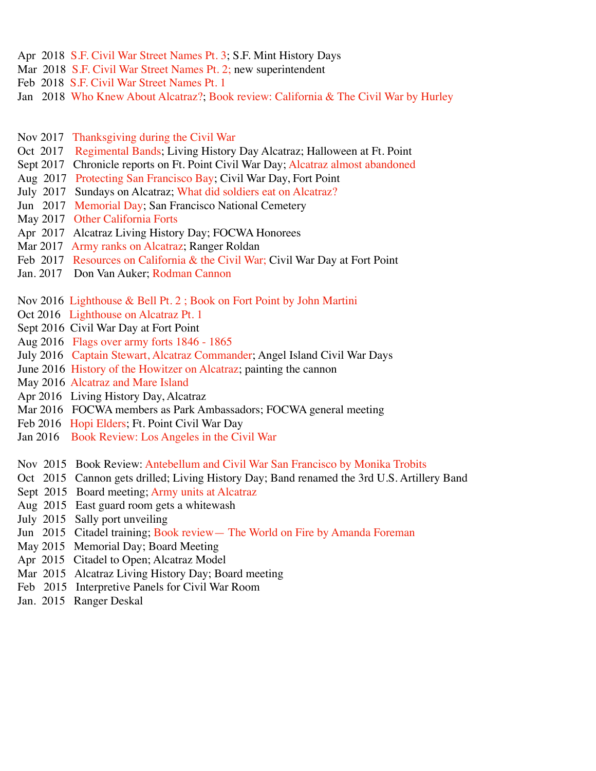Apr 2018 S.F. Civil War Street Names Pt. 3; S.F. Mint History Days
Mar 2018 S.F. Civil War Street Names Pt. 2; new superintendent
Feb 2018 S.F. Civil War Street Names Pt. 1
Jan 2018 Who Knew About Alcatraz?; Book review: California & The Civil War by Hurley

Nov 2017 Thanksgiving during the Civil War
Oct 2017 Regimental Bands; Living History Day Alcatraz; Halloween at Ft. Point
Sept 2017 Chronicle reports on Ft. Point Civil War Day; Alcatraz almost abandoned
Aug 2017 Protecting San Francisco Bay; Civil War Day, Fort Point
July 2017 Sundays on Alcatraz; What did soldiers eat on Alcatraz?
Jun 2017 Memorial Day; San Francisco National Cemetery
May 2017 Other California Forts
Apr 2017 Alcatraz Living History Day; FOCWA Honorees
Mar 2017 Army ranks on Alcatraz; Ranger Roldan
Feb 2017 Resources on California & the Civil War; Civil War Day at Fort Point
Jan. 2017 Don Van Auker; Rodman Cannon

Nov 2016 Lighthouse & Bell Pt. 2 ; Book on Fort Point by John Martini
Oct 2016 Lighthouse on Alcatraz Pt. 1
Sept 2016 Civil War Day at Fort Point
Aug 2016 Flags over army forts 1846 - 1865
July 2016 Captain Stewart, Alcatraz Commander; Angel Island Civil War Days
June 2016 History of the Howitzer on Alcatraz; painting the cannon
May 2016 Alcatraz and Mare Island
Apr 2016 Living History Day, Alcatraz
Mar 2016 FOCWA members as Park Ambassadors; FOCWA general meeting
Feb 2016 Hopi Elders; Ft. Point Civil War Day
Jan 2016 Book Review: Los Angeles in the Civil War

Nov 2015 Book Review: Antebellum and Civil War San Francisco by Monika Trobits
Oct 2015 Cannon gets drilled; Living History Day; Band renamed the 3rd U.S. Artillery Band
Sept 2015 Board meeting; Army units at Alcatraz
Aug 2015 East guard room gets a whitewash
July 2015 Sally port unveiling
Jun 2015 Citadel training; Book review— The World on Fire by Amanda Foreman
May 2015 Memorial Day; Board Meeting
Apr 2015 Citadel to Open; Alcatraz Model
Mar 2015 Alcatraz Living History Day; Board meeting
Feb 2015 Interpretive Panels for Civil War Room
Jan. 2015 Ranger Deskal